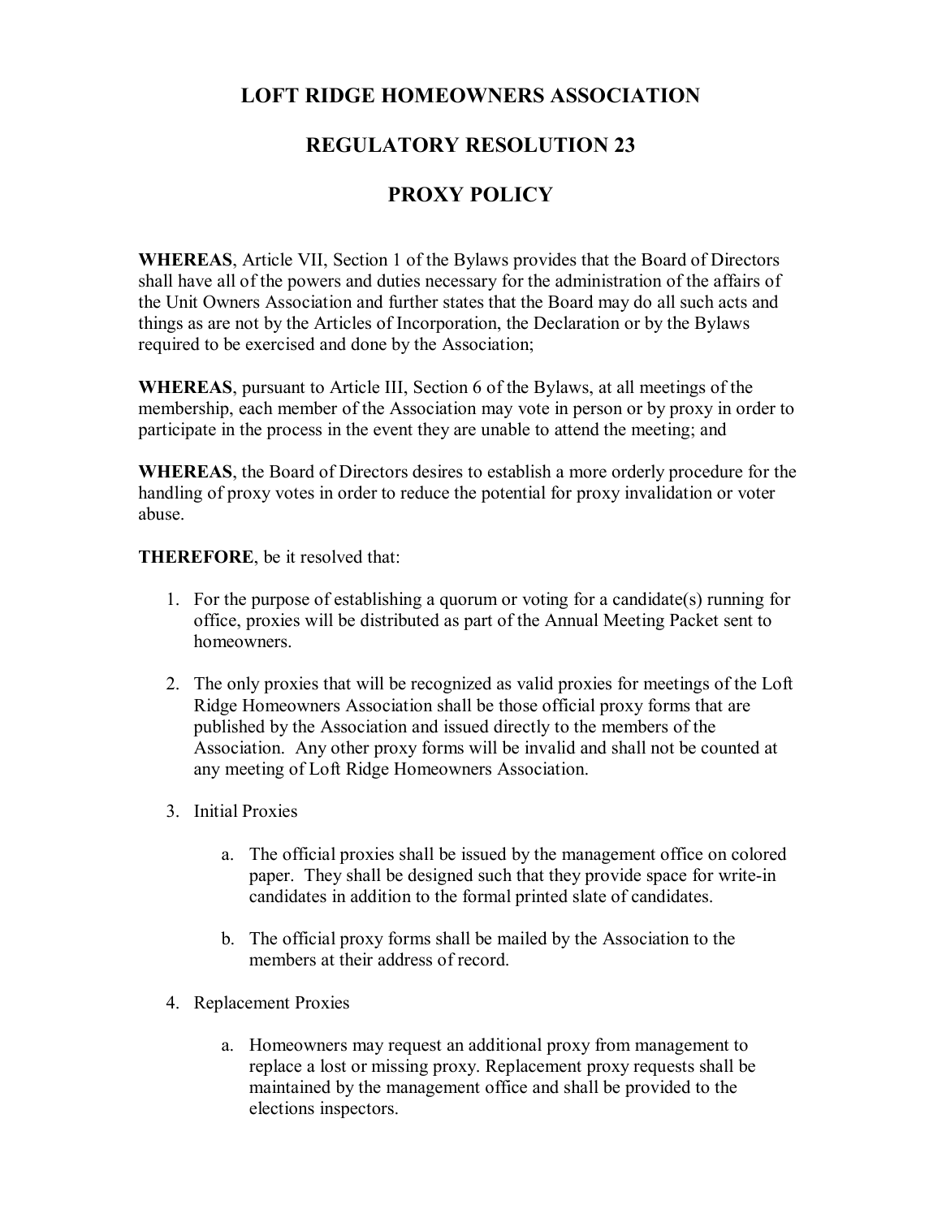# LOFT RIDGE HOMEOWNERS ASSOCIATION

# REGULATORY RESOLUTION 23

# PROXY POLICY

**WHEREAS**, Article VII, Section 1 of the Bylaws provides that the Board of Directors shall have all of the powers and duties necessary for the administration of the affairs of the Unit Owners Association and further states that the Board may do all such acts and things as are not by the Articles of Incorporation, the Declaration or by the Bylaws required to be exercised and done by the Association;

**WHEREAS**, pursuant to Article III, Section 6 of the Bylaws, at all meetings of the membership, each member of the Association may vote in person or by proxy in order to participate in the process in the event they are unable to attend the meeting; and

**WHEREAS**, the Board of Directors desires to establish a more orderly procedure for the handling of proxy votes in order to reduce the potential for proxy invalidation or voter abuse.

**THEREFORE**, be it resolved that:

1. For the purpose of establishing a quorum or voting for a candidate(s) running for office, proxies will be distributed as part of the Annual Meeting Packet sent to homeowners.

2. The only proxies that will be recognized as valid proxies for meetings of the Loft Ridge Homeowners Association shall be those official proxy forms that are published by the Association and issued directly to the members of the Association. Any other proxy forms will be invalid and shall not be counted at any meeting of Loft Ridge Homeowners Association.

3. Initial Proxies

    a. The official proxies shall be issued by the management office on colored paper. They shall be designed such that they provide space for write-in candidates in addition to the formal printed slate of candidates.

    b. The official proxy forms shall be mailed by the Association to the members at their address of record.

4. Replacement Proxies

    a. Homeowners may request an additional proxy from management to replace a lost or missing proxy. Replacement proxy requests shall be maintained by the management office and shall be provided to the elections inspectors.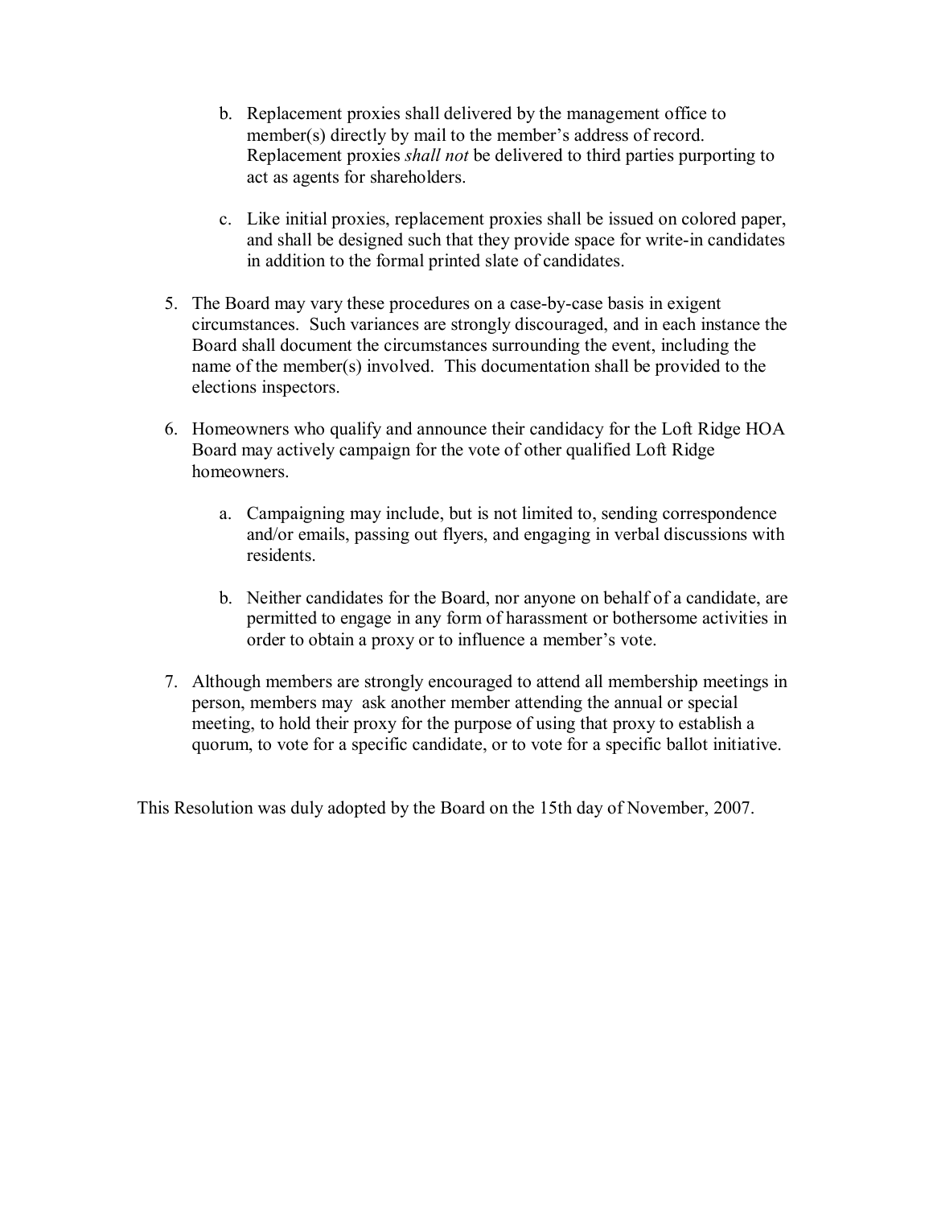b. Replacement proxies shall delivered by the management office to member(s) directly by mail to the member's address of record. Replacement proxies *shall not* be delivered to third parties purporting to act as agents for shareholders.

c. Like initial proxies, replacement proxies shall be issued on colored paper, and shall be designed such that they provide space for write-in candidates in addition to the formal printed slate of candidates.

5. The Board may vary these procedures on a case-by-case basis in exigent circumstances. Such variances are strongly discouraged, and in each instance the Board shall document the circumstances surrounding the event, including the name of the member(s) involved. This documentation shall be provided to the elections inspectors.

6. Homeowners who qualify and announce their candidacy for the Loft Ridge HOA Board may actively campaign for the vote of other qualified Loft Ridge homeowners.

   a. Campaigning may include, but is not limited to, sending correspondence and/or emails, passing out flyers, and engaging in verbal discussions with residents.

   b. Neither candidates for the Board, nor anyone on behalf of a candidate, are permitted to engage in any form of harassment or bothersome activities in order to obtain a proxy or to influence a member's vote.

7. Although members are strongly encouraged to attend all membership meetings in person, members may ask another member attending the annual or special meeting, to hold their proxy for the purpose of using that proxy to establish a quorum, to vote for a specific candidate, or to vote for a specific ballot initiative.

This Resolution was duly adopted by the Board on the 15th day of November, 2007.